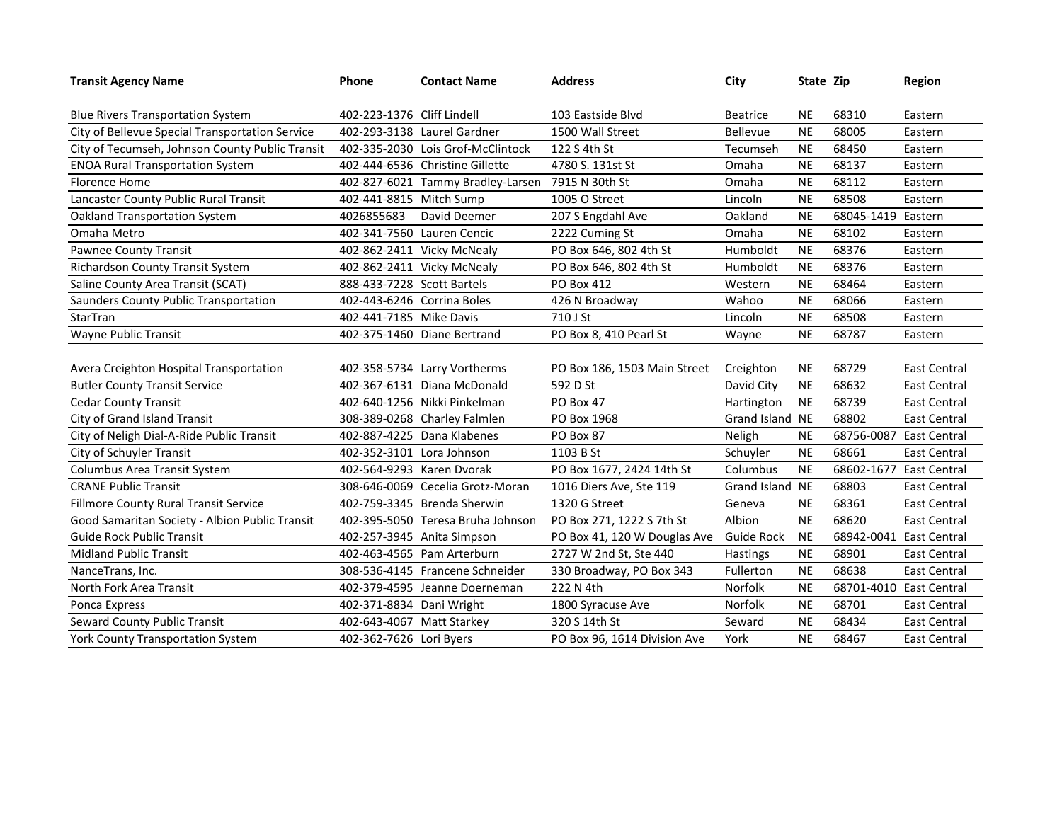| Transit Agency Name | Phone | Contact Name | Address | City | State | Zip | Region |
|---|---|---|---|---|---|---|---|
| Blue Rivers Transportation System | 402-223-1376 | Cliff Lindell | 103 Eastside Blvd | Beatrice | NE | 68310 | Eastern |
| City of Bellevue Special Transportation Service | 402-293-3138 | Laurel Gardner | 1500 Wall Street | Bellevue | NE | 68005 | Eastern |
| City of Tecumseh, Johnson County Public Transit | 402-335-2030 | Lois Grof-McClintock | 122 S 4th St | Tecumseh | NE | 68450 | Eastern |
| ENOA Rural Transportation System | 402-444-6536 | Christine Gillette | 4780 S. 131st St | Omaha | NE | 68137 | Eastern |
| Florence Home | 402-827-6021 | Tammy Bradley-Larsen | 7915 N 30th St | Omaha | NE | 68112 | Eastern |
| Lancaster County Public Rural Transit | 402-441-8815 | Mitch Sump | 1005 O Street | Lincoln | NE | 68508 | Eastern |
| Oakland Transportation System | 4026855683 | David Deemer | 207 S Engdahl Ave | Oakland | NE | 68045-1419 | Eastern |
| Omaha Metro | 402-341-7560 | Lauren Cencic | 2222 Cuming St | Omaha | NE | 68102 | Eastern |
| Pawnee County Transit | 402-862-2411 | Vicky McNealy | PO Box 646, 802 4th St | Humboldt | NE | 68376 | Eastern |
| Richardson County Transit System | 402-862-2411 | Vicky McNealy | PO Box 646, 802 4th St | Humboldt | NE | 68376 | Eastern |
| Saline County Area Transit (SCAT) | 888-433-7228 | Scott Bartels | PO Box 412 | Western | NE | 68464 | Eastern |
| Saunders County Public Transportation | 402-443-6246 | Corrina Boles | 426 N Broadway | Wahoo | NE | 68066 | Eastern |
| StarTran | 402-441-7185 | Mike Davis | 710 J St | Lincoln | NE | 68508 | Eastern |
| Wayne Public Transit | 402-375-1460 | Diane Bertrand | PO Box 8, 410 Pearl St | Wayne | NE | 68787 | Eastern |
| Avera Creighton Hospital Transportation | 402-358-5734 | Larry Vortherms | PO Box 186, 1503 Main Street | Creighton | NE | 68729 | East Central |
| Butler County Transit Service | 402-367-6131 | Diana McDonald | 592 D St | David City | NE | 68632 | East Central |
| Cedar County Transit | 402-640-1256 | Nikki Pinkelman | PO Box 47 | Hartington | NE | 68739 | East Central |
| City of Grand Island Transit | 308-389-0268 | Charley Falmlen | PO Box 1968 | Grand Island | NE | 68802 | East Central |
| City of Neligh Dial-A-Ride Public Transit | 402-887-4225 | Dana Klabenes | PO Box 87 | Neligh | NE | 68756-0087 | East Central |
| City of Schuyler Transit | 402-352-3101 | Lora Johnson | 1103 B St | Schuyler | NE | 68661 | East Central |
| Columbus Area Transit System | 402-564-9293 | Karen Dvorak | PO Box 1677, 2424 14th St | Columbus | NE | 68602-1677 | East Central |
| CRANE Public Transit | 308-646-0069 | Cecelia Grotz-Moran | 1016 Diers Ave, Ste 119 | Grand Island | NE | 68803 | East Central |
| Fillmore County Rural Transit Service | 402-759-3345 | Brenda Sherwin | 1320 G Street | Geneva | NE | 68361 | East Central |
| Good Samaritan Society - Albion Public Transit | 402-395-5050 | Teresa Bruha Johnson | PO Box 271, 1222 S 7th St | Albion | NE | 68620 | East Central |
| Guide Rock Public Transit | 402-257-3945 | Anita Simpson | PO Box 41, 120 W Douglas Ave | Guide Rock | NE | 68942-0041 | East Central |
| Midland Public Transit | 402-463-4565 | Pam Arterburn | 2727 W 2nd St, Ste 440 | Hastings | NE | 68901 | East Central |
| NanceTrans, Inc. | 308-536-4145 | Francene Schneider | 330 Broadway, PO Box 343 | Fullerton | NE | 68638 | East Central |
| North Fork Area Transit | 402-379-4595 | Jeanne Doerneman | 222 N 4th | Norfolk | NE | 68701-4010 | East Central |
| Ponca Express | 402-371-8834 | Dani Wright | 1800 Syracuse Ave | Norfolk | NE | 68701 | East Central |
| Seward County Public Transit | 402-643-4067 | Matt Starkey | 320 S 14th St | Seward | NE | 68434 | East Central |
| York County Transportation System | 402-362-7626 | Lori Byers | PO Box 96, 1614 Division Ave | York | NE | 68467 | East Central |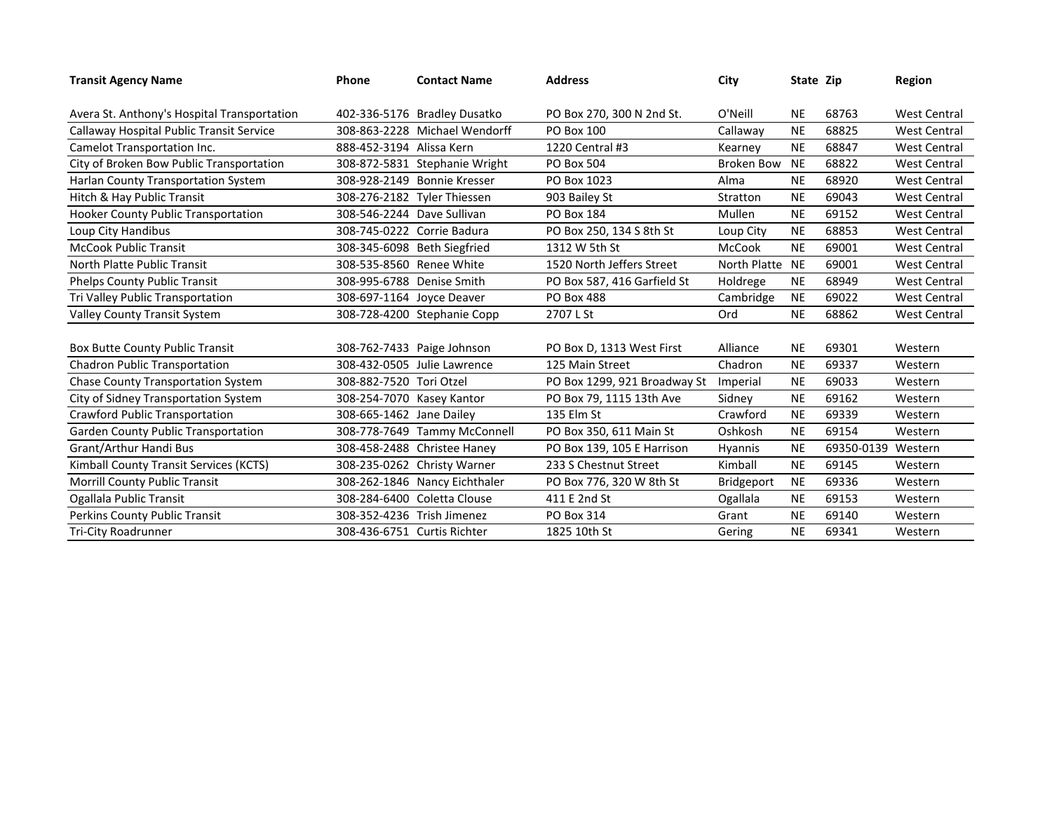| Transit Agency Name | Phone | Contact Name | Address | City | State | Zip | Region |
|---|---|---|---|---|---|---|---|
| Avera St. Anthony's Hospital Transportation | 402-336-5176 | Bradley Dusatko | PO Box 270, 300 N 2nd St. | O'Neill | NE | 68763 | West Central |
| Callaway Hospital Public Transit Service | 308-863-2228 | Michael Wendorff | PO Box 100 | Callaway | NE | 68825 | West Central |
| Camelot Transportation Inc. | 888-452-3194 | Alissa Kern | 1220 Central #3 | Kearney | NE | 68847 | West Central |
| City of Broken Bow Public Transportation | 308-872-5831 | Stephanie Wright | PO Box 504 | Broken Bow | NE | 68822 | West Central |
| Harlan County Transportation System | 308-928-2149 | Bonnie Kresser | PO Box 1023 | Alma | NE | 68920 | West Central |
| Hitch & Hay Public Transit | 308-276-2182 | Tyler Thiessen | 903 Bailey St | Stratton | NE | 69043 | West Central |
| Hooker County Public Transportation | 308-546-2244 | Dave Sullivan | PO Box 184 | Mullen | NE | 69152 | West Central |
| Loup City Handibus | 308-745-0222 | Corrie Badura | PO Box 250, 134 S 8th St | Loup City | NE | 68853 | West Central |
| McCook Public Transit | 308-345-6098 | Beth Siegfried | 1312 W 5th St | McCook | NE | 69001 | West Central |
| North Platte Public Transit | 308-535-8560 | Renee White | 1520 North Jeffers Street | North Platte | NE | 69001 | West Central |
| Phelps County Public Transit | 308-995-6788 | Denise Smith | PO Box 587, 416 Garfield St | Holdrege | NE | 68949 | West Central |
| Tri Valley Public Transportation | 308-697-1164 | Joyce Deaver | PO Box 488 | Cambridge | NE | 69022 | West Central |
| Valley County Transit System | 308-728-4200 | Stephanie Copp | 2707 L St | Ord | NE | 68862 | West Central |
| Box Butte County Public Transit | 308-762-7433 | Paige Johnson | PO Box D, 1313 West First | Alliance | NE | 69301 | Western |
| Chadron Public Transportation | 308-432-0505 | Julie Lawrence | 125 Main Street | Chadron | NE | 69337 | Western |
| Chase County Transportation System | 308-882-7520 | Tori Otzel | PO Box 1299, 921 Broadway St | Imperial | NE | 69033 | Western |
| City of Sidney Transportation System | 308-254-7070 | Kasey Kantor | PO Box 79, 1115 13th Ave | Sidney | NE | 69162 | Western |
| Crawford Public Transportation | 308-665-1462 | Jane Dailey | 135 Elm St | Crawford | NE | 69339 | Western |
| Garden County Public Transportation | 308-778-7649 | Tammy McConnell | PO Box 350, 611 Main St | Oshkosh | NE | 69154 | Western |
| Grant/Arthur Handi Bus | 308-458-2488 | Christee Haney | PO Box 139, 105 E Harrison | Hyannis | NE | 69350-0139 | Western |
| Kimball County Transit Services (KCTS) | 308-235-0262 | Christy Warner | 233 S Chestnut Street | Kimball | NE | 69145 | Western |
| Morrill County Public Transit | 308-262-1846 | Nancy Eichthaler | PO Box 776, 320 W 8th St | Bridgeport | NE | 69336 | Western |
| Ogallala Public Transit | 308-284-6400 | Coletta Clouse | 411 E 2nd St | Ogallala | NE | 69153 | Western |
| Perkins County Public Transit | 308-352-4236 | Trish Jimenez | PO Box 314 | Grant | NE | 69140 | Western |
| Tri-City Roadrunner | 308-436-6751 | Curtis Richter | 1825 10th St | Gering | NE | 69341 | Western |